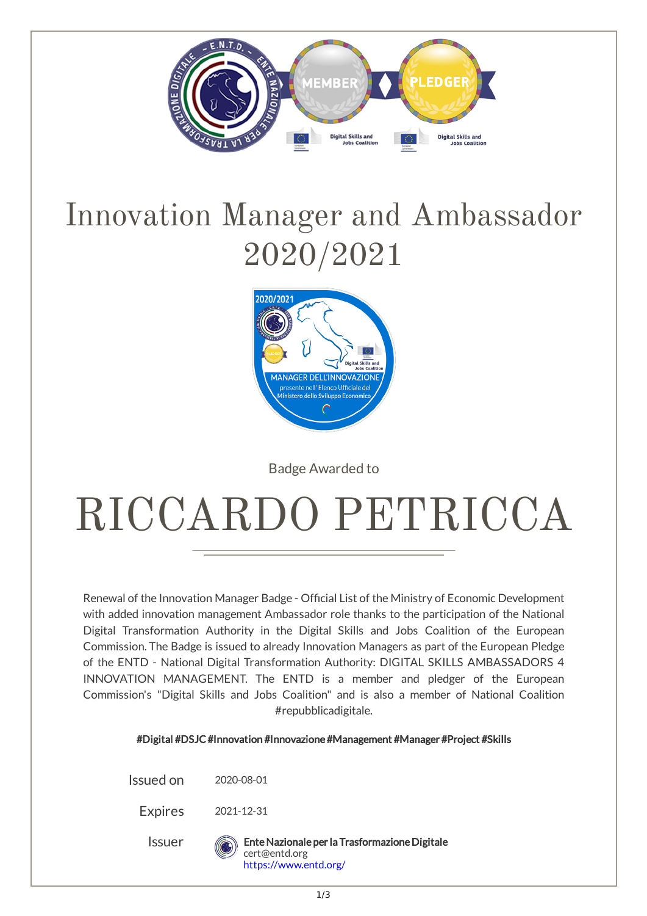# Innovation Manager and Ambassador 2020/2021

Badge Awarded to

# RICCARDO PETRICCA

Renewal of the Innovation Manager Badge - Official List of the Ministry of Economic Development with added innovation management Ambassador role thanks to the participation of the National Digital Transformation Authority in the Digital Skills and Jobs Coalition of the European Commission. The Badge is issued to already Innovation Managers as part of the European Pledge of the ENTD - National Digital Transformation Authority: DIGITAL SKILLS AMBASSADORS 4 INNOVATION MANAGEMENT. The ENTD is a member and pledger of the European Commission's "Digital Skills and Jobs Coalition" and is also a member of National Coalition #repubblicadigitale.

#Digital #DSJC #Innovation #Innovazione #Management #Manager #Project #Skills

Issued on 2020-08-01

Expires 2021-12-31

Issuer **Ente Nazionale per la Trasformazione Digitale**
cert@entd.org
https://www.entd.org/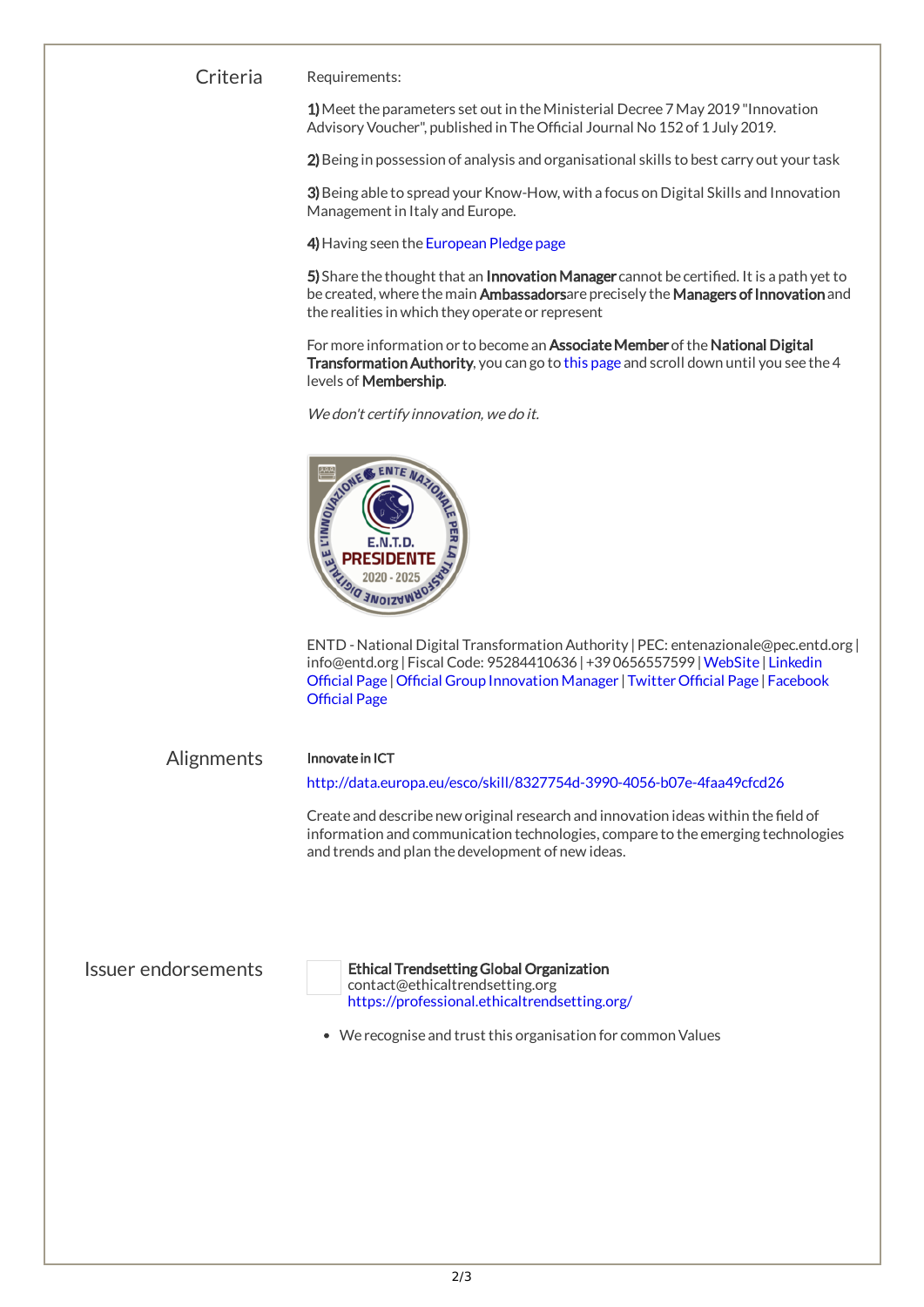## Criteria

Requirements:

**1)** Meet the parameters set out in the Ministerial Decree 7 May 2019 "Innovation Advisory Voucher", published in The Official Journal No 152 of 1 July 2019.

**2)** Being in possession of analysis and organisational skills to best carry out your task

**3)** Being able to spread your Know-How, with a focus on Digital Skills and Innovation Management in Italy and Europe.

**4)** Having seen the European Pledge page

**5)** Share the thought that an **Innovation Manager** cannot be certified. It is a path yet to be created, where the main **Ambassadors** are precisely the **Managers of Innovation** and the realities in which they operate or represent

For more information or to become an **Associate Member** of the **National Digital Transformation Authority**, you can go to this page and scroll down until you see the 4 levels of **Membership**.

*We don't certify innovation, we do it.*

ENTD - National Digital Transformation Authority | PEC: entenazionale@pec.entd.org | info@entd.org | Fiscal Code: 95284410636 | +39 0656557599 | WebSite | Linkedin Official Page | Official Group Innovation Manager | Twitter Official Page | Facebook Official Page

## Alignments

**Innovate in ICT**

http://data.europa.eu/esco/skill/8327754d-3990-4056-b07e-4faa49cfcd26

Create and describe new original research and innovation ideas within the field of information and communication technologies, compare to the emerging technologies and trends and plan the development of new ideas.

## Issuer endorsements

**Ethical Trendsetting Global Organization**
contact@ethicaltrendsetting.org
https://professional.ethicaltrendsetting.org/

- We recognise and trust this organisation for common Values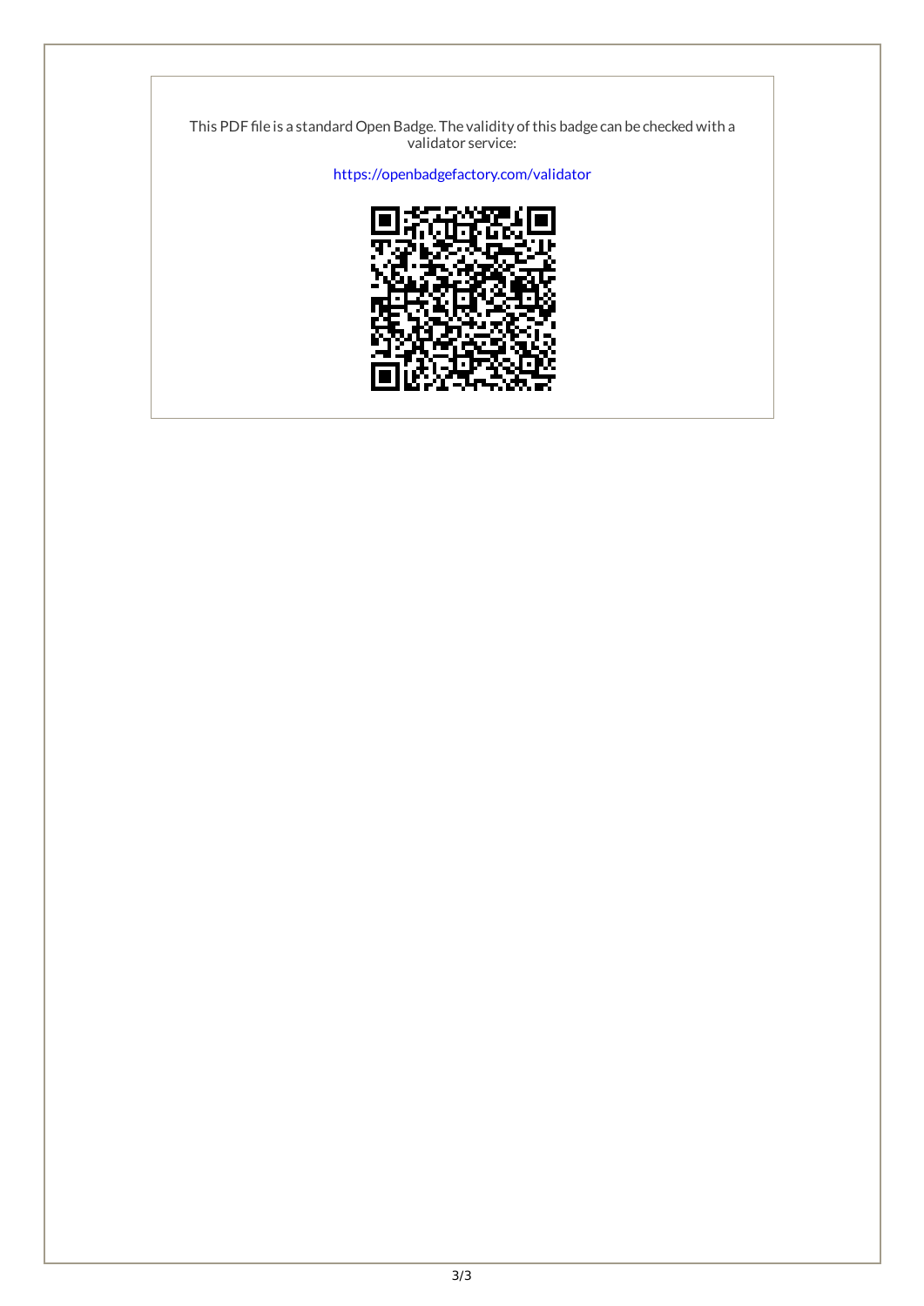This PDF file is a standard Open Badge. The validity of this badge can be checked with a validator service:

https://openbadgefactory.com/validator